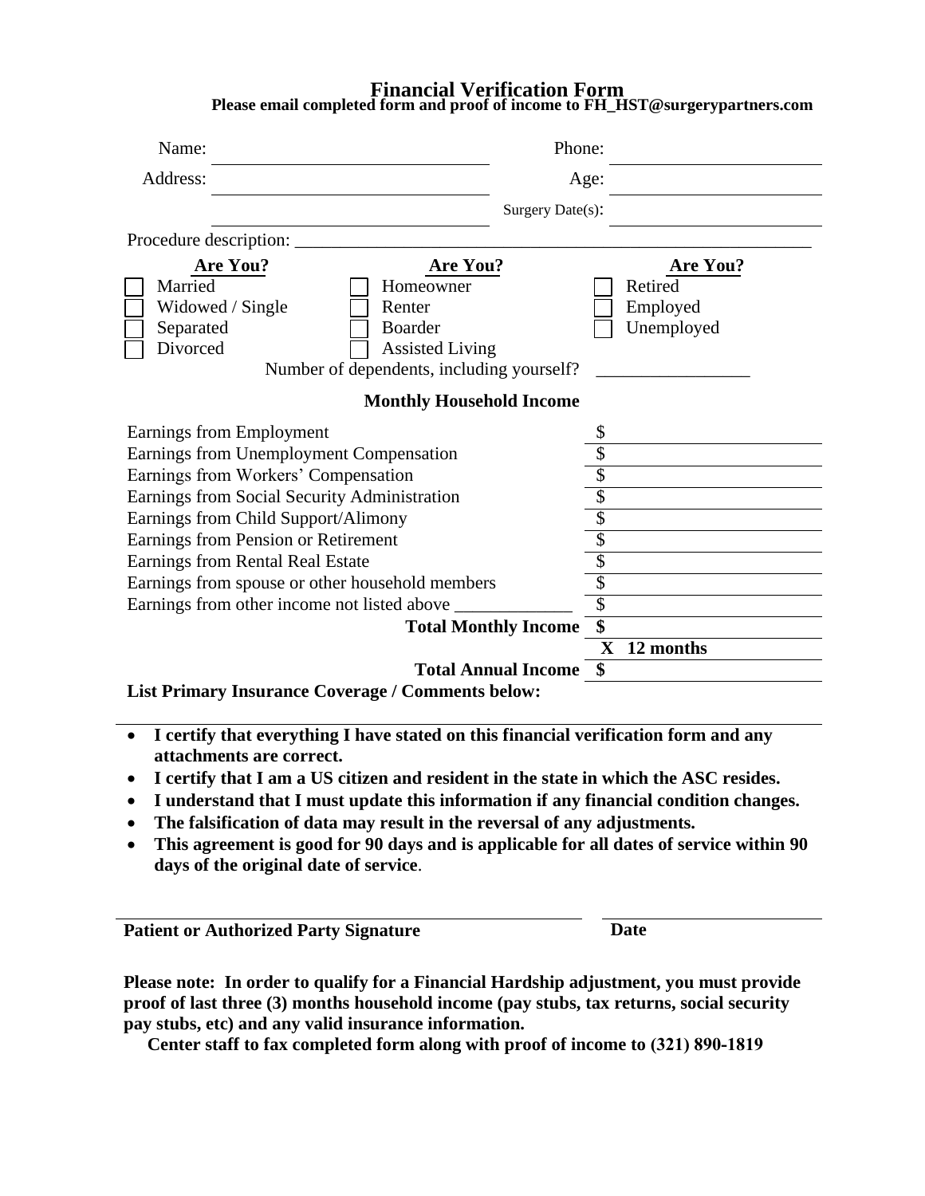# Financial Verification Form

**Please email completed form and proof of income to FH_HST@surgerypartners.com**

Name: ______________________ Phone: ______________________

Address: ______________________ Age: ______________________

______________________ Surgery Date(s): ______________________

Procedure description: ______________________________________________

| Are You? | Are You? | Are You? |
|---|---|---|
| ☐ Married | ☐ Homeowner | ☐ Retired |
| ☐ Widowed / Single | ☐ Renter | ☐ Employed |
| ☐ Separated | ☐ Boarder | ☐ Unemployed |
| ☐ Divorced | ☐ Assisted Living | |

Number of dependents, including yourself? ________________

**Monthly Household Income**

| | |
|---|---|
| Earnings from Employment | $ |
| Earnings from Unemployment Compensation | $ |
| Earnings from Workers' Compensation | $ |
| Earnings from Social Security Administration | $ |
| Earnings from Child Support/Alimony | $ |
| Earnings from Pension or Retirement | $ |
| Earnings from Rental Real Estate | $ |
| Earnings from spouse or other household members | $ |
| Earnings from other income not listed above ____________ | $ |
| **Total Monthly Income** | **$** |
| | **X 12 months** |
| **Total Annual Income** | **$** |

**List Primary Insurance Coverage / Comments below:**

- **I certify that everything I have stated on this financial verification form and any attachments are correct.**
- **I certify that I am a US citizen and resident in the state in which the ASC resides.**
- **I understand that I must update this information if any financial condition changes.**
- **The falsification of data may result in the reversal of any adjustments.**
- **This agreement is good for 90 days and is applicable for all dates of service within 90 days of the original date of service**.

______________________________ ______________

**Patient or Authorized Party Signature** **Date**

**Please note: In order to qualify for a Financial Hardship adjustment, you must provide proof of last three (3) months household income (pay stubs, tax returns, social security pay stubs, etc) and any valid insurance information.**

**Center staff to fax completed form along with proof of income to (321) 890-1819**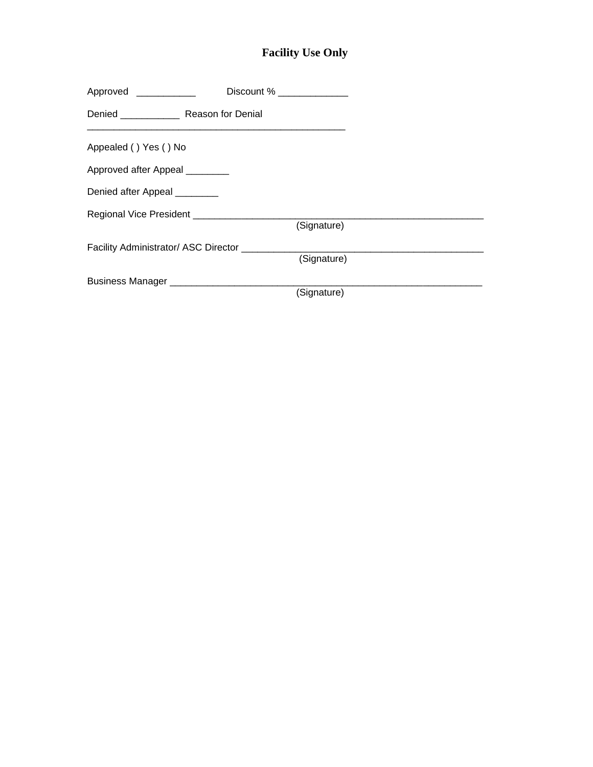## Facility Use Only

Approved ___________ Discount % _____________

Denied ___________ Reason for Denial
_______________________________________________

Appealed ( ) Yes ( ) No

Approved after Appeal ________

Denied after Appeal ________

Regional Vice President ______________________________________________________
(Signature)

Facility Administrator/ ASC Director ____________________________________________
(Signature)

Business Manager _________________________________________________________
(Signature)